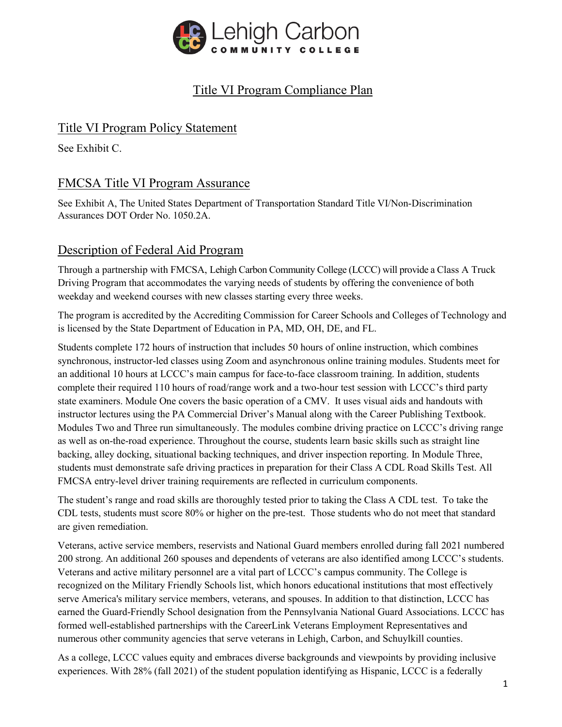# Title VI Program Compliance Plan

## Title VI Program Policy Statement

See Exhibit C.

## FMCSA Title VI Program Assurance

See Exhibit A, The United States Department of Transportation Standard Title VI/Non-Discrimination Assurances DOT Order No. 1050.2A.

## Description of Federal Aid Program

Through a partnership with FMCSA, Lehigh Carbon Community College (LCCC) will provide a Class A Truck Driving Program that accommodates the varying needs of students by offering the convenience of both weekday and weekend courses with new classes starting every three weeks.

The program is accredited by the Accrediting Commission for Career Schools and Colleges of Technology and is licensed by the State Department of Education in PA, MD, OH, DE, and FL.

Students complete 172 hours of instruction that includes 50 hours of online instruction, which combines synchronous, instructor-led classes using Zoom and asynchronous online training modules. Students meet for an additional 10 hours at LCCC's main campus for face-to-face classroom training. In addition, students complete their required 110 hours of road/range work and a two-hour test session with LCCC's third party state examiners. Module One covers the basic operation of a CMV. It uses visual aids and handouts with instructor lectures using the PA Commercial Driver's Manual along with the Career Publishing Textbook. Modules Two and Three run simultaneously. The modules combine driving practice on LCCC's driving range as well as on-the-road experience. Throughout the course, students learn basic skills such as straight line backing, alley docking, situational backing techniques, and driver inspection reporting. In Module Three, students must demonstrate safe driving practices in preparation for their Class A CDL Road Skills Test. All FMCSA entry-level driver training requirements are reflected in curriculum components.

The student's range and road skills are thoroughly tested prior to taking the Class A CDL test. To take the CDL tests, students must score 80% or higher on the pre-test. Those students who do not meet that standard are given remediation.

Veterans, active service members, reservists and National Guard members enrolled during fall 2021 numbered 200 strong. An additional 260 spouses and dependents of veterans are also identified among LCCC's students. Veterans and active military personnel are a vital part of LCCC's campus community. The College is recognized on the Military Friendly Schools list, which honors educational institutions that most effectively serve America's military service members, veterans, and spouses. In addition to that distinction, LCCC has earned the Guard-Friendly School designation from the Pennsylvania National Guard Associations. LCCC has formed well-established partnerships with the CareerLink Veterans Employment Representatives and numerous other community agencies that serve veterans in Lehigh, Carbon, and Schuylkill counties.

As a college, LCCC values equity and embraces diverse backgrounds and viewpoints by providing inclusive experiences. With 28% (fall 2021) of the student population identifying as Hispanic, LCCC is a federally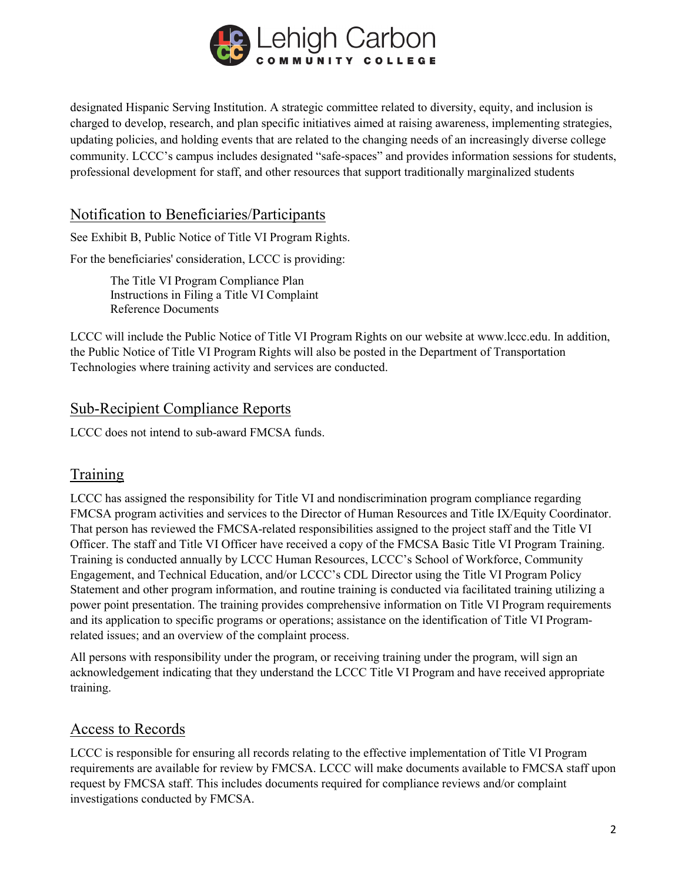designated Hispanic Serving Institution. A strategic committee related to diversity, equity, and inclusion is charged to develop, research, and plan specific initiatives aimed at raising awareness, implementing strategies, updating policies, and holding events that are related to the changing needs of an increasingly diverse college community. LCCC's campus includes designated "safe-spaces" and provides information sessions for students, professional development for staff, and other resources that support traditionally marginalized students

## Notification to Beneficiaries/Participants

See Exhibit B, Public Notice of Title VI Program Rights.

For the beneficiaries' consideration, LCCC is providing:

> The Title VI Program Compliance Plan
> Instructions in Filing a Title VI Complaint
> Reference Documents

LCCC will include the Public Notice of Title VI Program Rights on our website at www.lccc.edu. In addition, the Public Notice of Title VI Program Rights will also be posted in the Department of Transportation Technologies where training activity and services are conducted.

## Sub-Recipient Compliance Reports

LCCC does not intend to sub-award FMCSA funds.

## Training

LCCC has assigned the responsibility for Title VI and nondiscrimination program compliance regarding FMCSA program activities and services to the Director of Human Resources and Title IX/Equity Coordinator. That person has reviewed the FMCSA-related responsibilities assigned to the project staff and the Title VI Officer. The staff and Title VI Officer have received a copy of the FMCSA Basic Title VI Program Training. Training is conducted annually by LCCC Human Resources, LCCC's School of Workforce, Community Engagement, and Technical Education, and/or LCCC's CDL Director using the Title VI Program Policy Statement and other program information, and routine training is conducted via facilitated training utilizing a power point presentation. The training provides comprehensive information on Title VI Program requirements and its application to specific programs or operations; assistance on the identification of Title VI Program-related issues; and an overview of the complaint process.

All persons with responsibility under the program, or receiving training under the program, will sign an acknowledgement indicating that they understand the LCCC Title VI Program and have received appropriate training.

## Access to Records

LCCC is responsible for ensuring all records relating to the effective implementation of Title VI Program requirements are available for review by FMCSA. LCCC will make documents available to FMCSA staff upon request by FMCSA staff. This includes documents required for compliance reviews and/or complaint investigations conducted by FMCSA.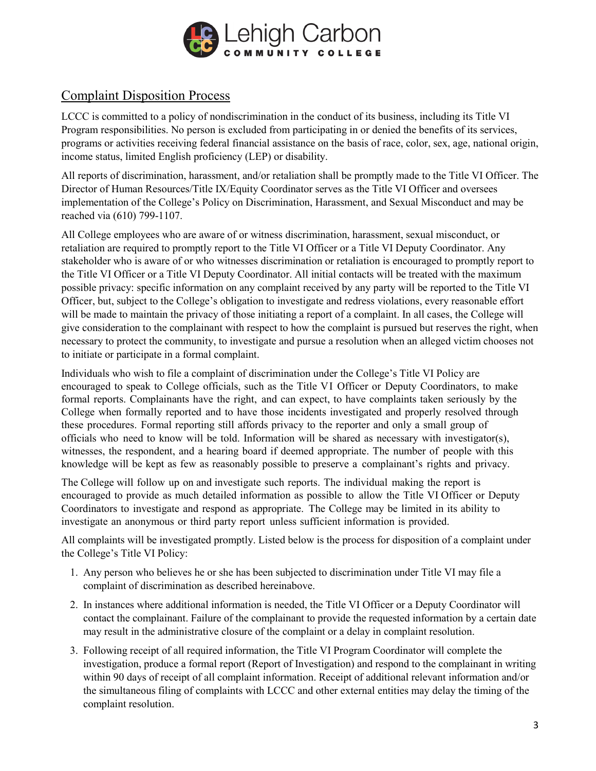## Complaint Disposition Process

LCCC is committed to a policy of nondiscrimination in the conduct of its business, including its Title VI Program responsibilities. No person is excluded from participating in or denied the benefits of its services, programs or activities receiving federal financial assistance on the basis of race, color, sex, age, national origin, income status, limited English proficiency (LEP) or disability.

All reports of discrimination, harassment, and/or retaliation shall be promptly made to the Title VI Officer. The Director of Human Resources/Title IX/Equity Coordinator serves as the Title VI Officer and oversees implementation of the College's Policy on Discrimination, Harassment, and Sexual Misconduct and may be reached via (610) 799-1107.

All College employees who are aware of or witness discrimination, harassment, sexual misconduct, or retaliation are required to promptly report to the Title VI Officer or a Title VI Deputy Coordinator. Any stakeholder who is aware of or who witnesses discrimination or retaliation is encouraged to promptly report to the Title VI Officer or a Title VI Deputy Coordinator. All initial contacts will be treated with the maximum possible privacy: specific information on any complaint received by any party will be reported to the Title VI Officer, but, subject to the College's obligation to investigate and redress violations, every reasonable effort will be made to maintain the privacy of those initiating a report of a complaint. In all cases, the College will give consideration to the complainant with respect to how the complaint is pursued but reserves the right, when necessary to protect the community, to investigate and pursue a resolution when an alleged victim chooses not to initiate or participate in a formal complaint.

Individuals who wish to file a complaint of discrimination under the College's Title VI Policy are encouraged to speak to College officials, such as the Title VI Officer or Deputy Coordinators, to make formal reports. Complainants have the right, and can expect, to have complaints taken seriously by the College when formally reported and to have those incidents investigated and properly resolved through these procedures. Formal reporting still affords privacy to the reporter and only a small group of officials who need to know will be told. Information will be shared as necessary with investigator(s), witnesses, the respondent, and a hearing board if deemed appropriate. The number of people with this knowledge will be kept as few as reasonably possible to preserve a complainant's rights and privacy.

The College will follow up on and investigate such reports. The individual making the report is encouraged to provide as much detailed information as possible to allow the Title VI Officer or Deputy Coordinators to investigate and respond as appropriate. The College may be limited in its ability to investigate an anonymous or third party report unless sufficient information is provided.

All complaints will be investigated promptly. Listed below is the process for disposition of a complaint under the College's Title VI Policy:

1. Any person who believes he or she has been subjected to discrimination under Title VI may file a complaint of discrimination as described hereinabove.
2. In instances where additional information is needed, the Title VI Officer or a Deputy Coordinator will contact the complainant. Failure of the complainant to provide the requested information by a certain date may result in the administrative closure of the complaint or a delay in complaint resolution.
3. Following receipt of all required information, the Title VI Program Coordinator will complete the investigation, produce a formal report (Report of Investigation) and respond to the complainant in writing within 90 days of receipt of all complaint information. Receipt of additional relevant information and/or the simultaneous filing of complaints with LCCC and other external entities may delay the timing of the complaint resolution.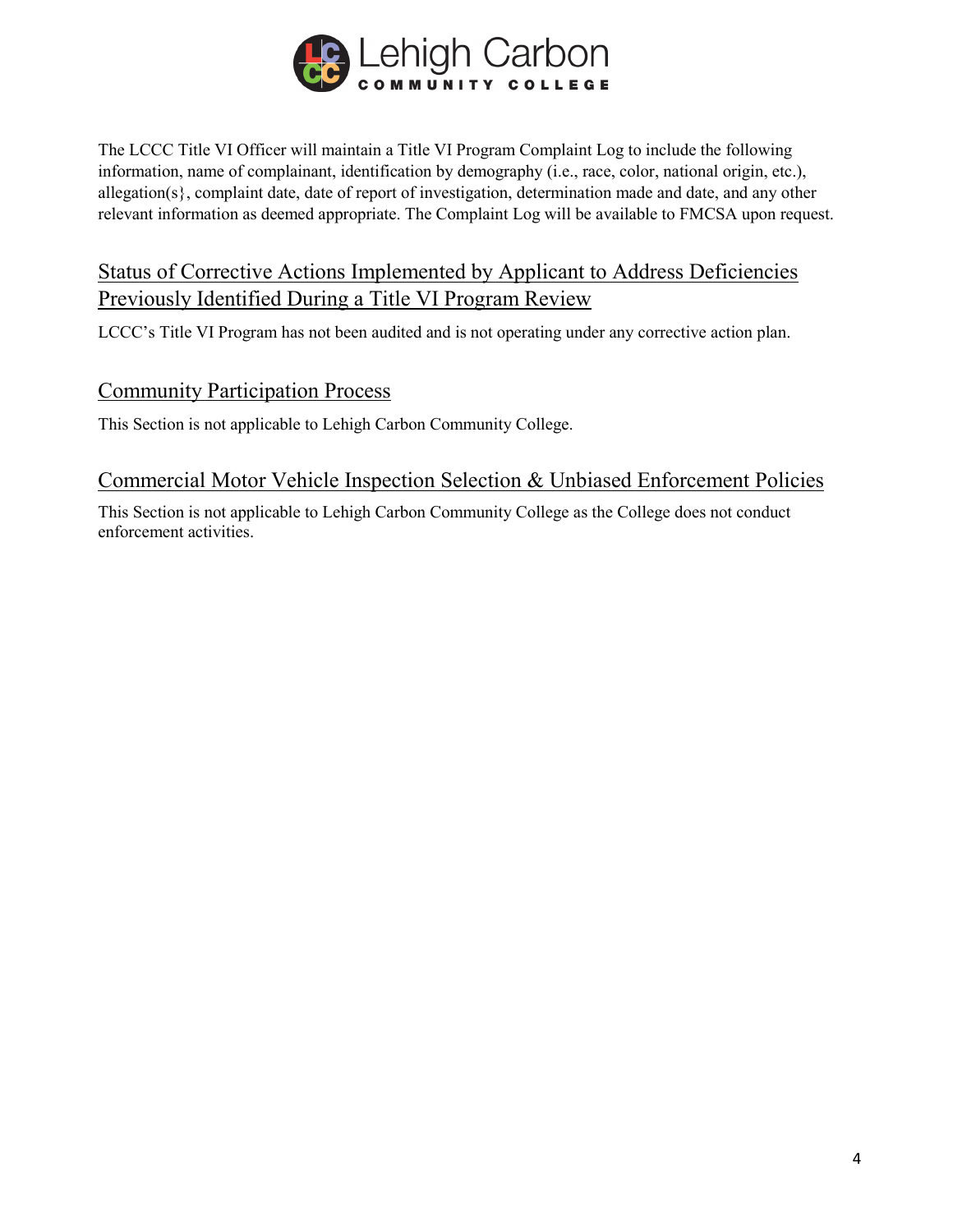The LCCC Title VI Officer will maintain a Title VI Program Complaint Log to include the following information, name of complainant, identification by demography (i.e., race, color, national origin, etc.), allegation(s}, complaint date, date of report of investigation, determination made and date, and any other relevant information as deemed appropriate. The Complaint Log will be available to FMCSA upon request.

## Status of Corrective Actions Implemented by Applicant to Address Deficiencies Previously Identified During a Title VI Program Review

LCCC's Title VI Program has not been audited and is not operating under any corrective action plan.

## Community Participation Process

This Section is not applicable to Lehigh Carbon Community College.

## Commercial Motor Vehicle Inspection Selection & Unbiased Enforcement Policies

This Section is not applicable to Lehigh Carbon Community College as the College does not conduct enforcement activities.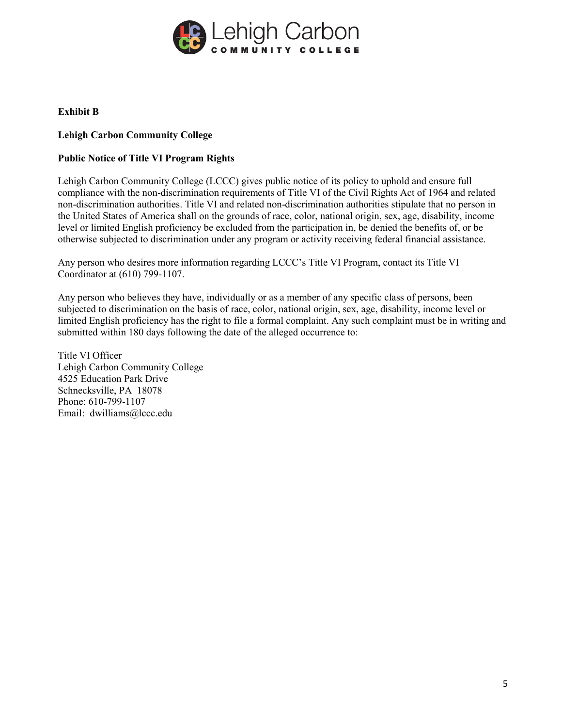**Exhibit B**

**Lehigh Carbon Community College**

**Public Notice of Title VI Program Rights**

Lehigh Carbon Community College (LCCC) gives public notice of its policy to uphold and ensure full compliance with the non-discrimination requirements of Title VI of the Civil Rights Act of 1964 and related non-discrimination authorities. Title VI and related non-discrimination authorities stipulate that no person in the United States of America shall on the grounds of race, color, national origin, sex, age, disability, income level or limited English proficiency be excluded from the participation in, be denied the benefits of, or be otherwise subjected to discrimination under any program or activity receiving federal financial assistance.

Any person who desires more information regarding LCCC's Title VI Program, contact its Title VI Coordinator at (610) 799-1107.

Any person who believes they have, individually or as a member of any specific class of persons, been subjected to discrimination on the basis of race, color, national origin, sex, age, disability, income level or limited English proficiency has the right to file a formal complaint. Any such complaint must be in writing and submitted within 180 days following the date of the alleged occurrence to:

Title VI Officer
Lehigh Carbon Community College
4525 Education Park Drive
Schnecksville, PA 18078
Phone: 610-799-1107
Email: dwilliams@lccc.edu